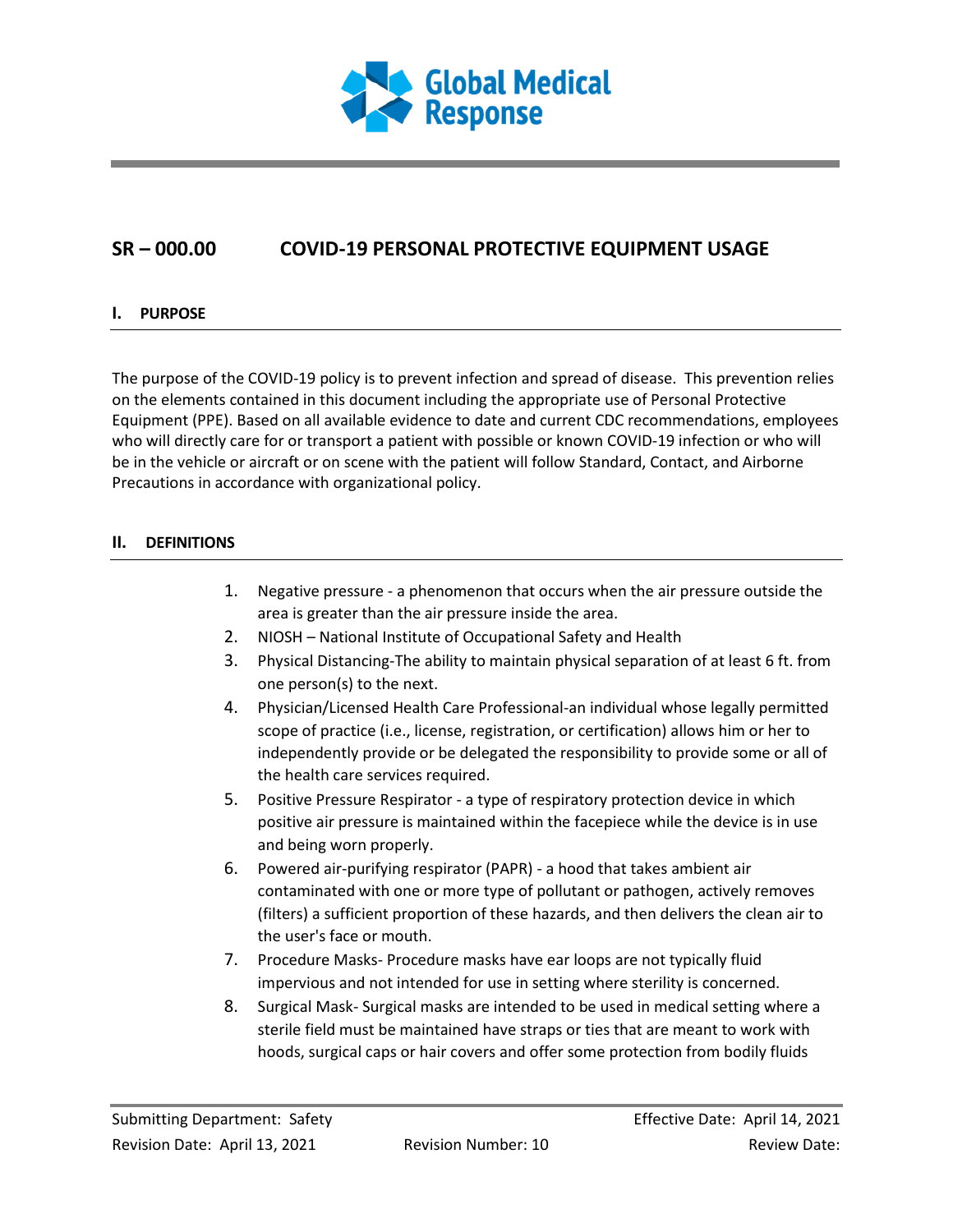Global Medical Response

# SR – 000.00 COVID-19 PERSONAL PROTECTIVE EQUIPMENT USAGE

## I. PURPOSE

The purpose of the COVID-19 policy is to prevent infection and spread of disease. This prevention relies on the elements contained in this document including the appropriate use of Personal Protective Equipment (PPE). Based on all available evidence to date and current CDC recommendations, employees who will directly care for or transport a patient with possible or known COVID-19 infection or who will be in the vehicle or aircraft or on scene with the patient will follow Standard, Contact, and Airborne Precautions in accordance with organizational policy.

## II. DEFINITIONS

1. Negative pressure - a phenomenon that occurs when the air pressure outside the area is greater than the air pressure inside the area.
2. NIOSH – National Institute of Occupational Safety and Health
3. Physical Distancing-The ability to maintain physical separation of at least 6 ft. from one person(s) to the next.
4. Physician/Licensed Health Care Professional-an individual whose legally permitted scope of practice (i.e., license, registration, or certification) allows him or her to independently provide or be delegated the responsibility to provide some or all of the health care services required.
5. Positive Pressure Respirator - a type of respiratory protection device in which positive air pressure is maintained within the facepiece while the device is in use and being worn properly.
6. Powered air-purifying respirator (PAPR) - a hood that takes ambient air contaminated with one or more type of pollutant or pathogen, actively removes (filters) a sufficient proportion of these hazards, and then delivers the clean air to the user's face or mouth.
7. Procedure Masks- Procedure masks have ear loops are not typically fluid impervious and not intended for use in setting where sterility is concerned.
8. Surgical Mask- Surgical masks are intended to be used in medical setting where a sterile field must be maintained have straps or ties that are meant to work with hoods, surgical caps or hair covers and offer some protection from bodily fluids

Submitting Department: Safety | Effective Date: April 14, 2021
Revision Date: April 13, 2021 | Revision Number: 10 | Review Date: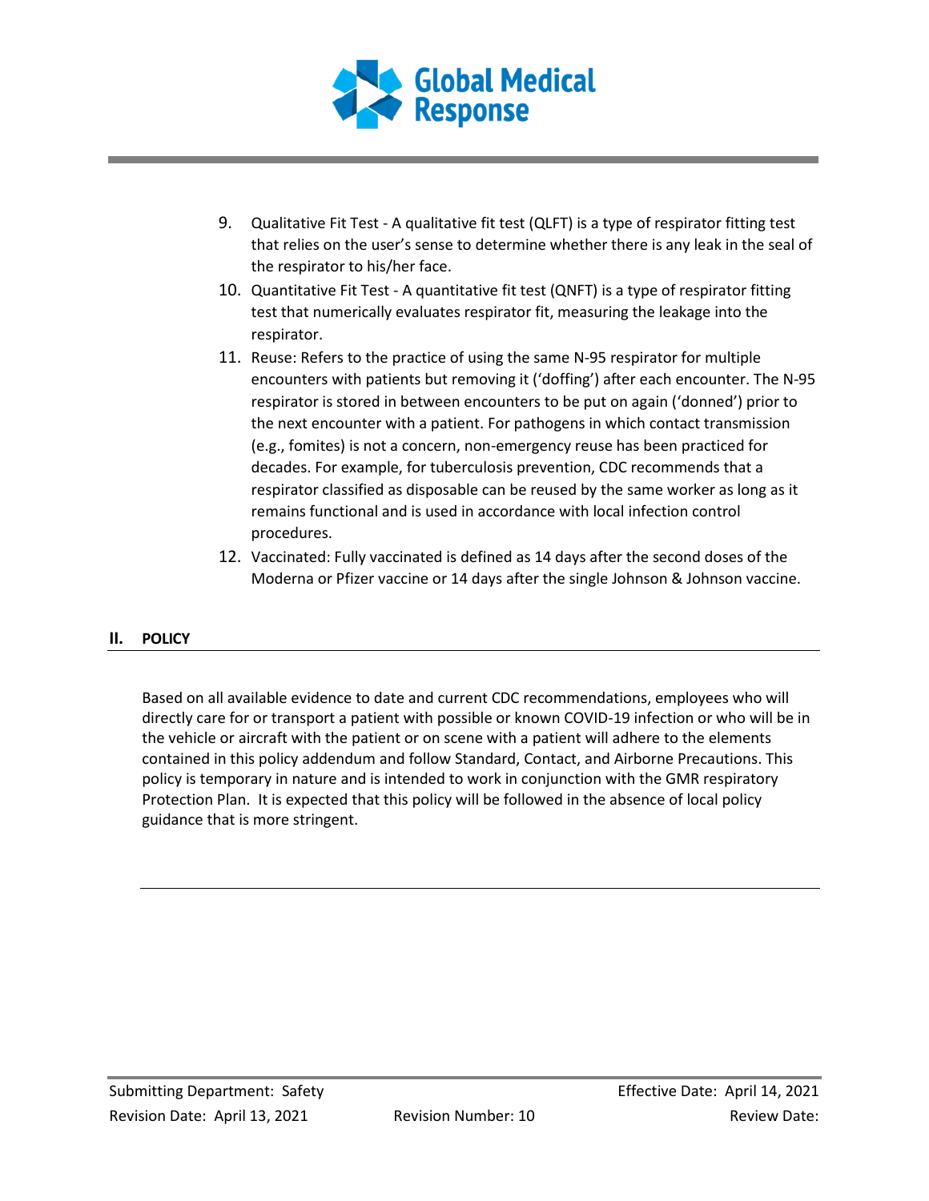9. Qualitative Fit Test - A qualitative fit test (QLFT) is a type of respirator fitting test that relies on the user's sense to determine whether there is any leak in the seal of the respirator to his/her face.
10. Quantitative Fit Test - A quantitative fit test (QNFT) is a type of respirator fitting test that numerically evaluates respirator fit, measuring the leakage into the respirator.
11. Reuse: Refers to the practice of using the same N-95 respirator for multiple encounters with patients but removing it ('doffing') after each encounter. The N-95 respirator is stored in between encounters to be put on again ('donned') prior to the next encounter with a patient. For pathogens in which contact transmission (e.g., fomites) is not a concern, non-emergency reuse has been practiced for decades. For example, for tuberculosis prevention, CDC recommends that a respirator classified as disposable can be reused by the same worker as long as it remains functional and is used in accordance with local infection control procedures.
12. Vaccinated: Fully vaccinated is defined as 14 days after the second doses of the Moderna or Pfizer vaccine or 14 days after the single Johnson & Johnson vaccine.

## II. POLICY

Based on all available evidence to date and current CDC recommendations, employees who will directly care for or transport a patient with possible or known COVID-19 infection or who will be in the vehicle or aircraft with the patient or on scene with a patient will adhere to the elements contained in this policy addendum and follow Standard, Contact, and Airborne Precautions. This policy is temporary in nature and is intended to work in conjunction with the GMR respiratory Protection Plan. It is expected that this policy will be followed in the absence of local policy guidance that is more stringent.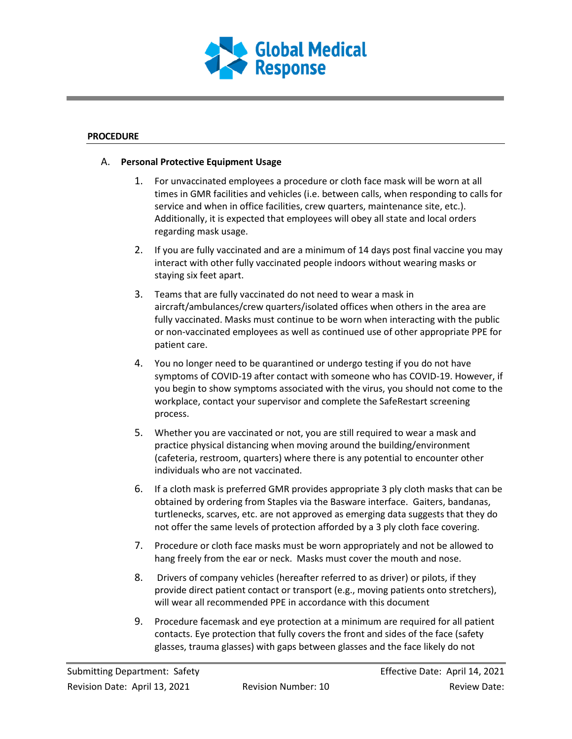**PROCEDURE**

A. **Personal Protective Equipment Usage**

1. For unvaccinated employees a procedure or cloth face mask will be worn at all times in GMR facilities and vehicles (i.e. between calls, when responding to calls for service and when in office facilities, crew quarters, maintenance site, etc.). Additionally, it is expected that employees will obey all state and local orders regarding mask usage.

2. If you are fully vaccinated and are a minimum of 14 days post final vaccine you may interact with other fully vaccinated people indoors without wearing masks or staying six feet apart.

3. Teams that are fully vaccinated do not need to wear a mask in aircraft/ambulances/crew quarters/isolated offices when others in the area are fully vaccinated. Masks must continue to be worn when interacting with the public or non-vaccinated employees as well as continued use of other appropriate PPE for patient care.

4. You no longer need to be quarantined or undergo testing if you do not have symptoms of COVID-19 after contact with someone who has COVID-19. However, if you begin to show symptoms associated with the virus, you should not come to the workplace, contact your supervisor and complete the SafeRestart screening process.

5. Whether you are vaccinated or not, you are still required to wear a mask and practice physical distancing when moving around the building/environment (cafeteria, restroom, quarters) where there is any potential to encounter other individuals who are not vaccinated.

6. If a cloth mask is preferred GMR provides appropriate 3 ply cloth masks that can be obtained by ordering from Staples via the Basware interface. Gaiters, bandanas, turtlenecks, scarves, etc. are not approved as emerging data suggests that they do not offer the same levels of protection afforded by a 3 ply cloth face covering.

7. Procedure or cloth face masks must be worn appropriately and not be allowed to hang freely from the ear or neck. Masks must cover the mouth and nose.

8. Drivers of company vehicles (hereafter referred to as driver) or pilots, if they provide direct patient contact or transport (e.g., moving patients onto stretchers), will wear all recommended PPE in accordance with this document

9. Procedure facemask and eye protection at a minimum are required for all patient contacts. Eye protection that fully covers the front and sides of the face (safety glasses, trauma glasses) with gaps between glasses and the face likely do not

Submitting Department: Safety | Effective Date: April 14, 2021
Revision Date: April 13, 2021 | Revision Number: 10 | Review Date: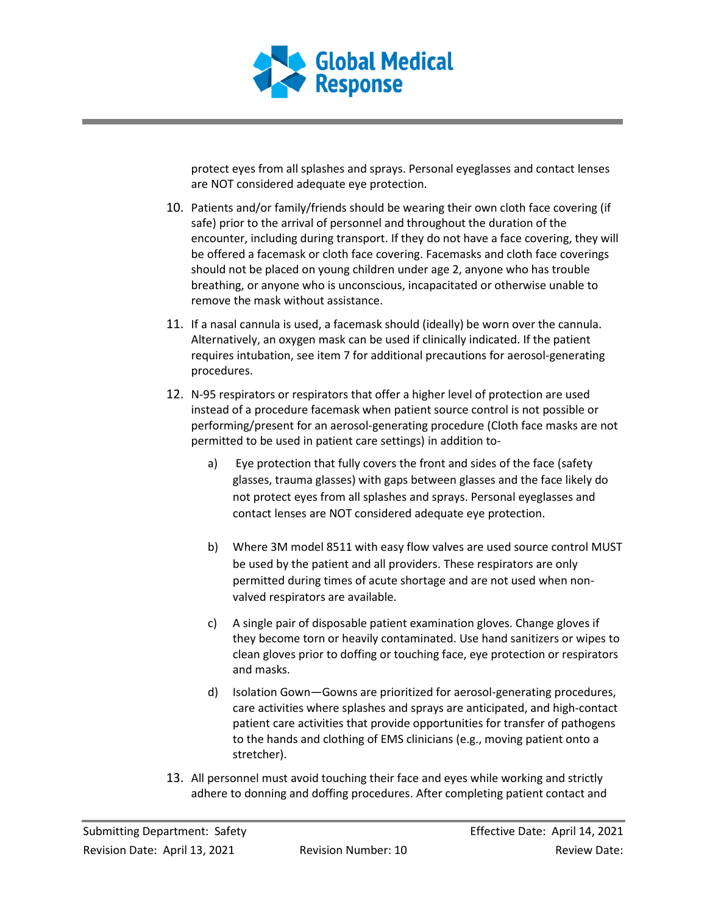protect eyes from all splashes and sprays. Personal eyeglasses and contact lenses are NOT considered adequate eye protection.

10. Patients and/or family/friends should be wearing their own cloth face covering (if safe) prior to the arrival of personnel and throughout the duration of the encounter, including during transport. If they do not have a face covering, they will be offered a facemask or cloth face covering. Facemasks and cloth face coverings should not be placed on young children under age 2, anyone who has trouble breathing, or anyone who is unconscious, incapacitated or otherwise unable to remove the mask without assistance.

11. If a nasal cannula is used, a facemask should (ideally) be worn over the cannula. Alternatively, an oxygen mask can be used if clinically indicated. If the patient requires intubation, see item 7 for additional precautions for aerosol-generating procedures.

12. N-95 respirators or respirators that offer a higher level of protection are used instead of a procedure facemask when patient source control is not possible or performing/present for an aerosol-generating procedure (Cloth face masks are not permitted to be used in patient care settings) in addition to-

    a) Eye protection that fully covers the front and sides of the face (safety glasses, trauma glasses) with gaps between glasses and the face likely do not protect eyes from all splashes and sprays. Personal eyeglasses and contact lenses are NOT considered adequate eye protection.

    b) Where 3M model 8511 with easy flow valves are used source control MUST be used by the patient and all providers. These respirators are only permitted during times of acute shortage and are not used when non-valved respirators are available.

    c) A single pair of disposable patient examination gloves. Change gloves if they become torn or heavily contaminated. Use hand sanitizers or wipes to clean gloves prior to doffing or touching face, eye protection or respirators and masks.

    d) Isolation Gown—Gowns are prioritized for aerosol-generating procedures, care activities where splashes and sprays are anticipated, and high-contact patient care activities that provide opportunities for transfer of pathogens to the hands and clothing of EMS clinicians (e.g., moving patient onto a stretcher).

13. All personnel must avoid touching their face and eyes while working and strictly adhere to donning and doffing procedures. After completing patient contact and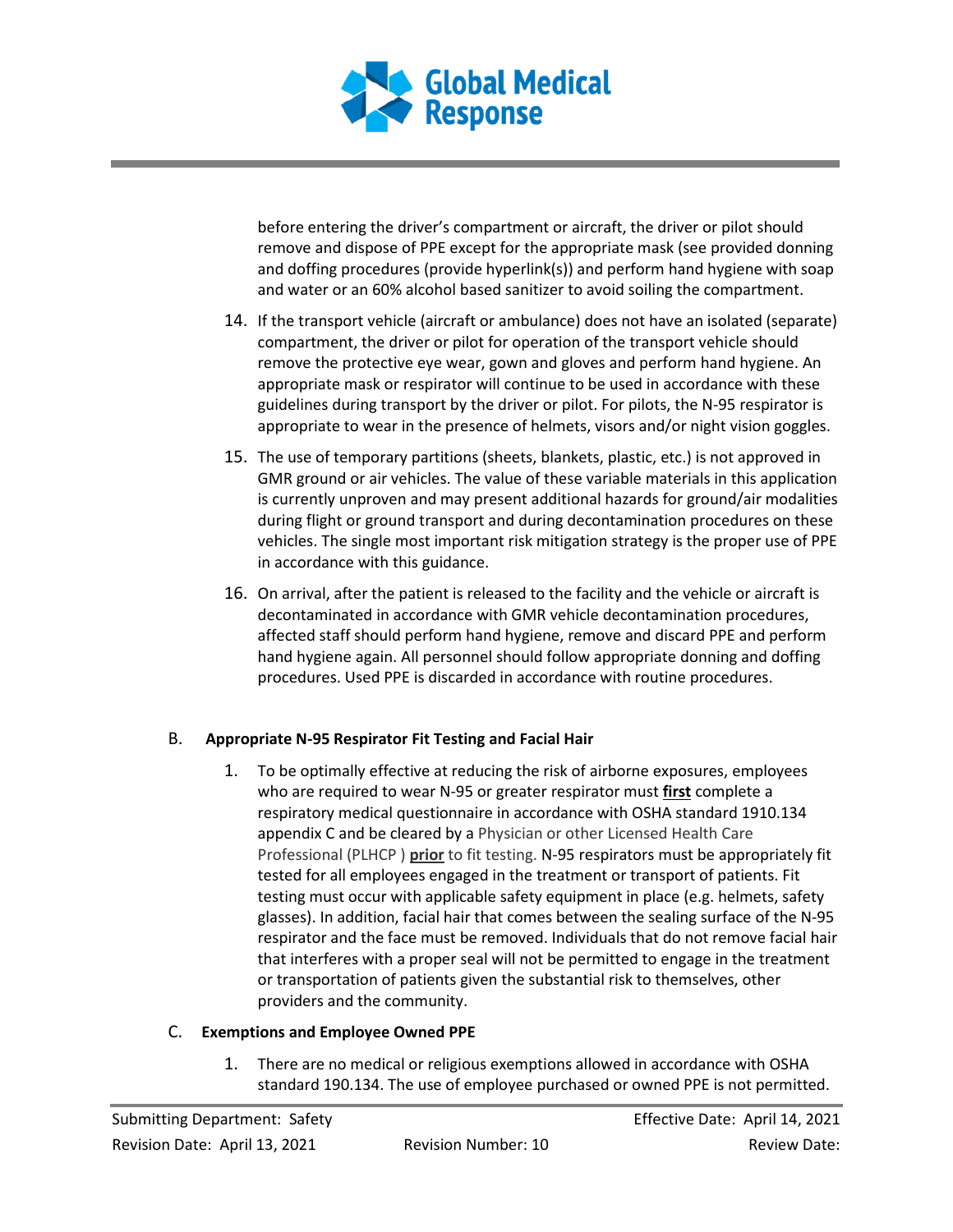before entering the driver's compartment or aircraft, the driver or pilot should remove and dispose of PPE except for the appropriate mask (see provided donning and doffing procedures (provide hyperlink(s)) and perform hand hygiene with soap and water or an 60% alcohol based sanitizer to avoid soiling the compartment.

14. If the transport vehicle (aircraft or ambulance) does not have an isolated (separate) compartment, the driver or pilot for operation of the transport vehicle should remove the protective eye wear, gown and gloves and perform hand hygiene. An appropriate mask or respirator will continue to be used in accordance with these guidelines during transport by the driver or pilot. For pilots, the N-95 respirator is appropriate to wear in the presence of helmets, visors and/or night vision goggles.

15. The use of temporary partitions (sheets, blankets, plastic, etc.) is not approved in GMR ground or air vehicles. The value of these variable materials in this application is currently unproven and may present additional hazards for ground/air modalities during flight or ground transport and during decontamination procedures on these vehicles. The single most important risk mitigation strategy is the proper use of PPE in accordance with this guidance.

16. On arrival, after the patient is released to the facility and the vehicle or aircraft is decontaminated in accordance with GMR vehicle decontamination procedures, affected staff should perform hand hygiene, remove and discard PPE and perform hand hygiene again. All personnel should follow appropriate donning and doffing procedures. Used PPE is discarded in accordance with routine procedures.

B. **Appropriate N-95 Respirator Fit Testing and Facial Hair**

1. To be optimally effective at reducing the risk of airborne exposures, employees who are required to wear N-95 or greater respirator must **first** complete a respiratory medical questionnaire in accordance with OSHA standard 1910.134 appendix C and be cleared by a Physician or other Licensed Health Care Professional (PLHCP ) **prior** to fit testing. N-95 respirators must be appropriately fit tested for all employees engaged in the treatment or transport of patients. Fit testing must occur with applicable safety equipment in place (e.g. helmets, safety glasses). In addition, facial hair that comes between the sealing surface of the N-95 respirator and the face must be removed. Individuals that do not remove facial hair that interferes with a proper seal will not be permitted to engage in the treatment or transportation of patients given the substantial risk to themselves, other providers and the community.

C. **Exemptions and Employee Owned PPE**

1. There are no medical or religious exemptions allowed in accordance with OSHA standard 190.134. The use of employee purchased or owned PPE is not permitted.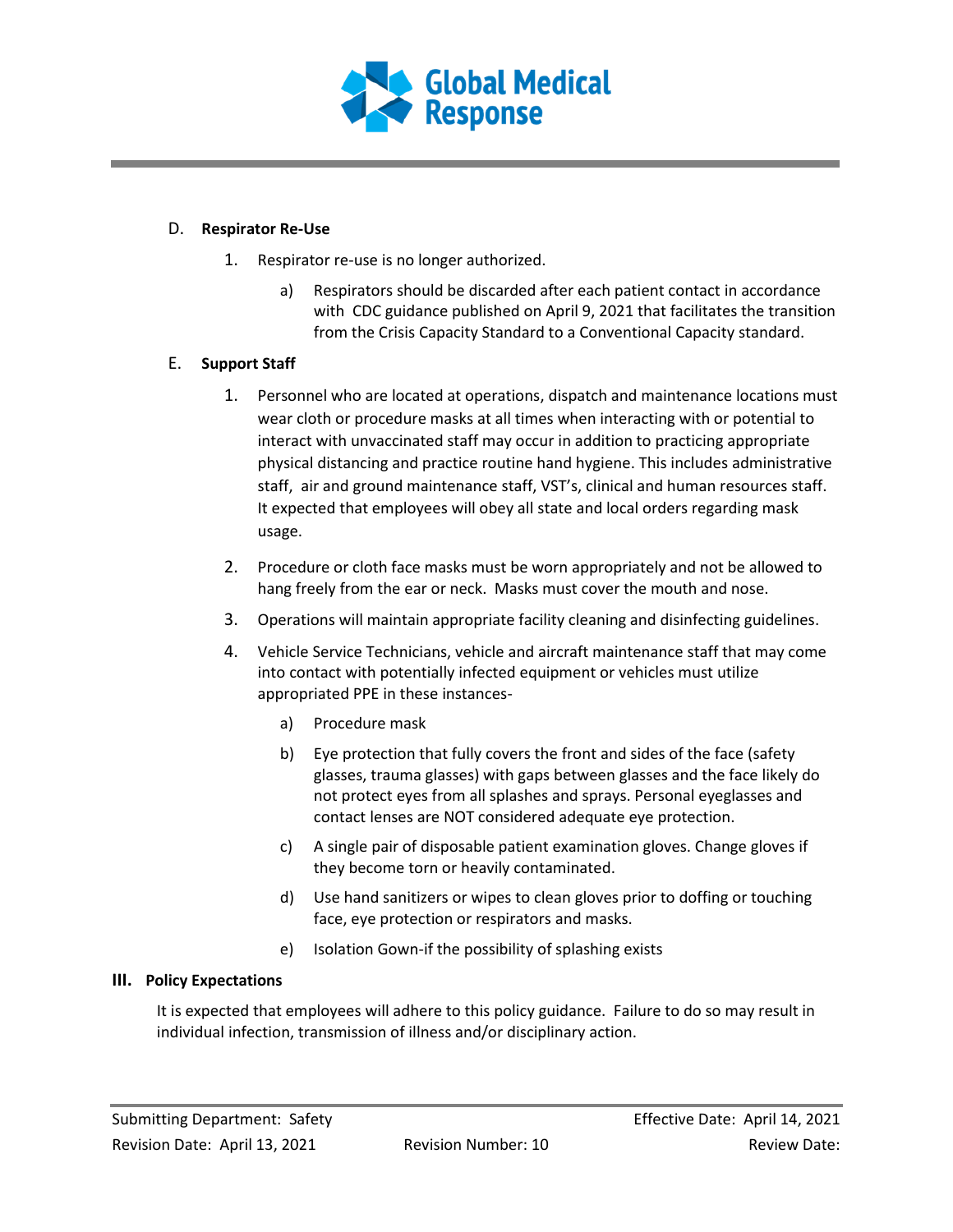### D. Respirator Re-Use

1. Respirator re-use is no longer authorized.

   a) Respirators should be discarded after each patient contact in accordance with CDC guidance published on April 9, 2021 that facilitates the transition from the Crisis Capacity Standard to a Conventional Capacity standard.

### E. Support Staff

1. Personnel who are located at operations, dispatch and maintenance locations must wear cloth or procedure masks at all times when interacting with or potential to interact with unvaccinated staff may occur in addition to practicing appropriate physical distancing and practice routine hand hygiene. This includes administrative staff, air and ground maintenance staff, VST's, clinical and human resources staff. It expected that employees will obey all state and local orders regarding mask usage.

2. Procedure or cloth face masks must be worn appropriately and not be allowed to hang freely from the ear or neck. Masks must cover the mouth and nose.

3. Operations will maintain appropriate facility cleaning and disinfecting guidelines.

4. Vehicle Service Technicians, vehicle and aircraft maintenance staff that may come into contact with potentially infected equipment or vehicles must utilize appropriated PPE in these instances-

   a) Procedure mask

   b) Eye protection that fully covers the front and sides of the face (safety glasses, trauma glasses) with gaps between glasses and the face likely do not protect eyes from all splashes and sprays. Personal eyeglasses and contact lenses are NOT considered adequate eye protection.

   c) A single pair of disposable patient examination gloves. Change gloves if they become torn or heavily contaminated.

   d) Use hand sanitizers or wipes to clean gloves prior to doffing or touching face, eye protection or respirators and masks.

   e) Isolation Gown-if the possibility of splashing exists

## III. Policy Expectations

It is expected that employees will adhere to this policy guidance. Failure to do so may result in individual infection, transmission of illness and/or disciplinary action.

Submitting Department: Safety | Effective Date: April 14, 2021

Revision Date: April 13, 2021 | Revision Number: 10 | Review Date: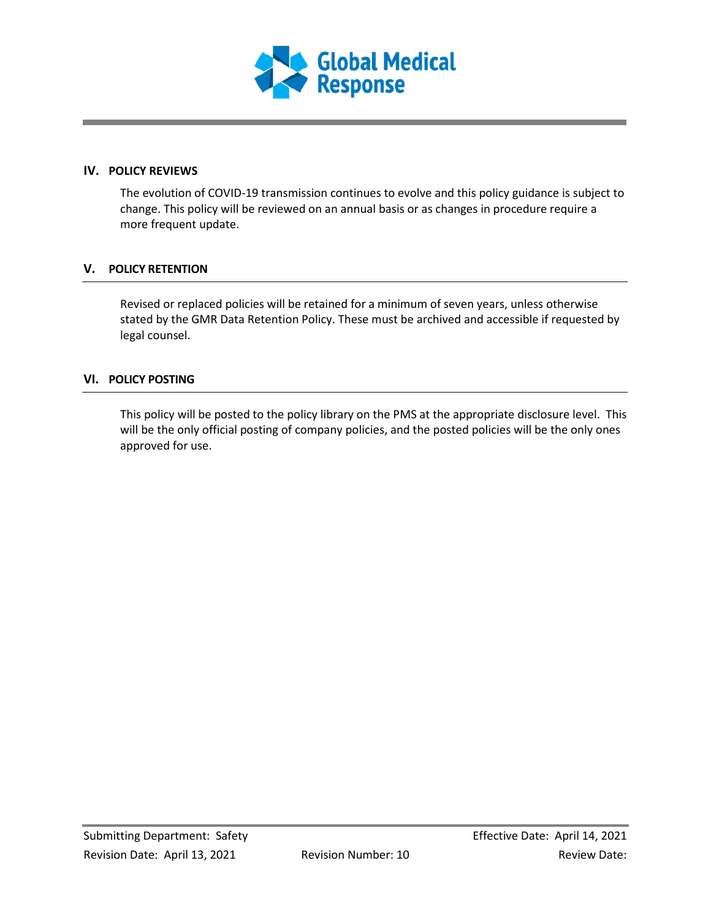## IV. POLICY REVIEWS

The evolution of COVID-19 transmission continues to evolve and this policy guidance is subject to change. This policy will be reviewed on an annual basis or as changes in procedure require a more frequent update.

## V. POLICY RETENTION

Revised or replaced policies will be retained for a minimum of seven years, unless otherwise stated by the GMR Data Retention Policy. These must be archived and accessible if requested by legal counsel.

## VI. POLICY POSTING

This policy will be posted to the policy library on the PMS at the appropriate disclosure level. This will be the only official posting of company policies, and the posted policies will be the only ones approved for use.